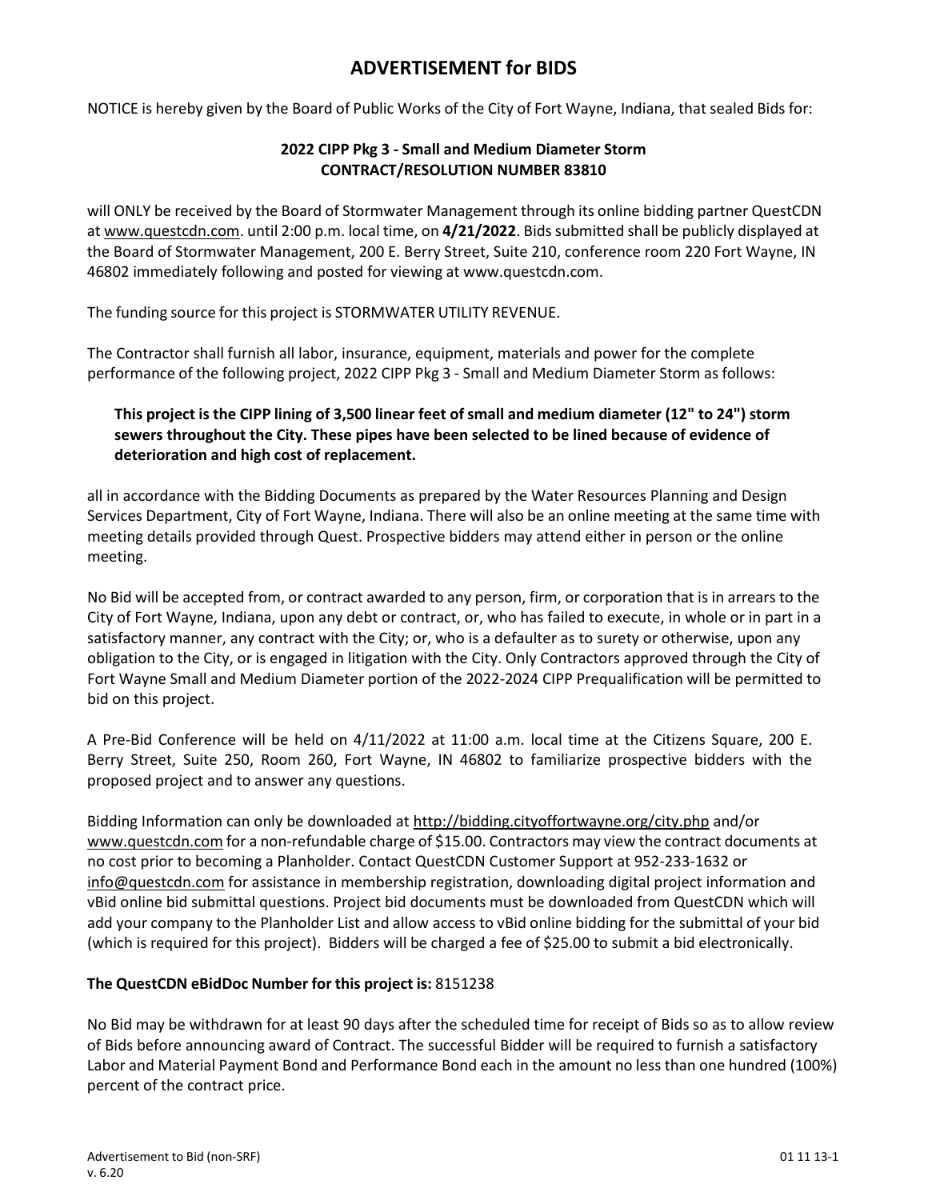# ADVERTISEMENT for BIDS

NOTICE is hereby given by the Board of Public Works of the City of Fort Wayne, Indiana, that sealed Bids for:

**2022 CIPP Pkg 3 - Small and Medium Diameter Storm**
**CONTRACT/RESOLUTION NUMBER 83810**

will ONLY be received by the Board of Stormwater Management through its online bidding partner QuestCDN at www.questcdn.com. until 2:00 p.m. local time, on **4/21/2022**. Bids submitted shall be publicly displayed at the Board of Stormwater Management, 200 E. Berry Street, Suite 210, conference room 220 Fort Wayne, IN 46802 immediately following and posted for viewing at www.questcdn.com.

The funding source for this project is STORMWATER UTILITY REVENUE.

The Contractor shall furnish all labor, insurance, equipment, materials and power for the complete performance of the following project, 2022 CIPP Pkg 3 - Small and Medium Diameter Storm as follows:

**This project is the CIPP lining of 3,500 linear feet of small and medium diameter (12" to 24") storm sewers throughout the City. These pipes have been selected to be lined because of evidence of deterioration and high cost of replacement.**

all in accordance with the Bidding Documents as prepared by the Water Resources Planning and Design Services Department, City of Fort Wayne, Indiana. There will also be an online meeting at the same time with meeting details provided through Quest. Prospective bidders may attend either in person or the online meeting.

No Bid will be accepted from, or contract awarded to any person, firm, or corporation that is in arrears to the City of Fort Wayne, Indiana, upon any debt or contract, or, who has failed to execute, in whole or in part in a satisfactory manner, any contract with the City; or, who is a defaulter as to surety or otherwise, upon any obligation to the City, or is engaged in litigation with the City. Only Contractors approved through the City of Fort Wayne Small and Medium Diameter portion of the 2022-2024 CIPP Prequalification will be permitted to bid on this project.

A Pre-Bid Conference will be held on 4/11/2022 at 11:00 a.m. local time at the Citizens Square, 200 E. Berry Street, Suite 250, Room 260, Fort Wayne, IN 46802 to familiarize prospective bidders with the proposed project and to answer any questions.

Bidding Information can only be downloaded at http://bidding.cityoffortwayne.org/city.php and/or www.questcdn.com for a non-refundable charge of $15.00. Contractors may view the contract documents at no cost prior to becoming a Planholder. Contact QuestCDN Customer Support at 952-233-1632 or info@questcdn.com for assistance in membership registration, downloading digital project information and vBid online bid submittal questions. Project bid documents must be downloaded from QuestCDN which will add your company to the Planholder List and allow access to vBid online bidding for the submittal of your bid (which is required for this project). Bidders will be charged a fee of $25.00 to submit a bid electronically.

**The QuestCDN eBidDoc Number for this project is:** 8151238

No Bid may be withdrawn for at least 90 days after the scheduled time for receipt of Bids so as to allow review of Bids before announcing award of Contract. The successful Bidder will be required to furnish a satisfactory Labor and Material Payment Bond and Performance Bond each in the amount no less than one hundred (100%) percent of the contract price.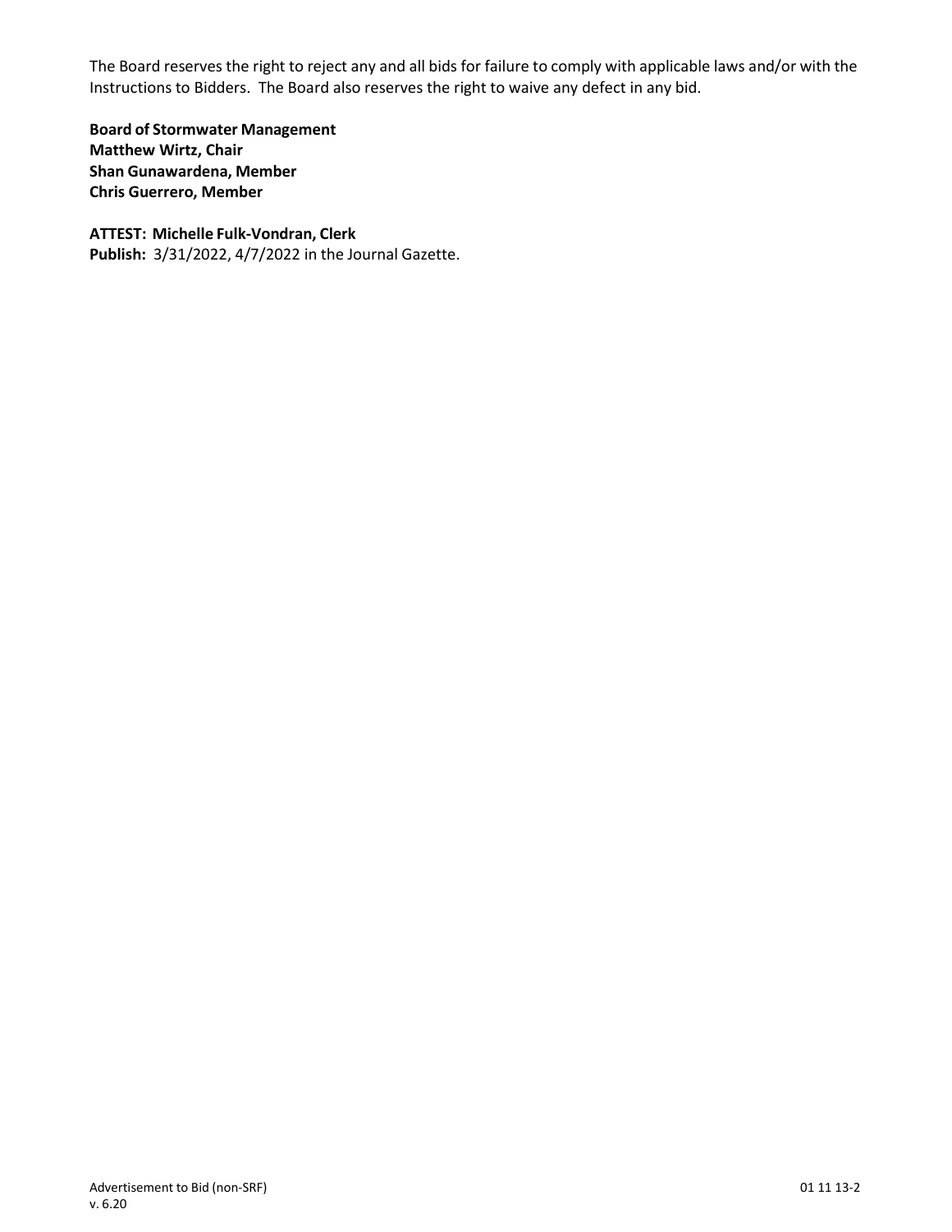The Board reserves the right to reject any and all bids for failure to comply with applicable laws and/or with the Instructions to Bidders. The Board also reserves the right to waive any defect in any bid.

**Board of Stormwater Management**
**Matthew Wirtz, Chair**
**Shan Gunawardena, Member**
**Chris Guerrero, Member**

**ATTEST: Michelle Fulk-Vondran, Clerk**
**Publish:** 3/31/2022, 4/7/2022 in the Journal Gazette.